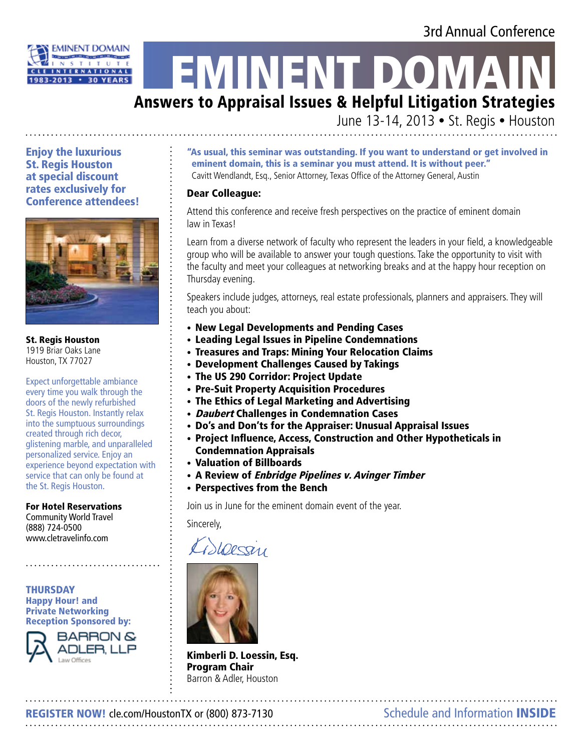3rd Annual Conference

EMINENT DOMAIN INSTITUTE
CLE INTERNATIONAL
1983-2013 • 30 YEARS

# EMINENT DOMAIN

## Answers to Appraisal Issues & Helpful Litigation Strategies

June 13-14, 2013 • St. Regis • Houston

**"As usual, this seminar was outstanding. If you want to understand or get involved in eminent domain, this is a seminar you must attend. It is without peer."**
Cavitt Wendlandt, Esq., Senior Attorney, Texas Office of the Attorney General, Austin

### Dear Colleague:

Attend this conference and receive fresh perspectives on the practice of eminent domain law in Texas!

Learn from a diverse network of faculty who represent the leaders in your field, a knowledgeable group who will be available to answer your tough questions. Take the opportunity to visit with the faculty and meet your colleagues at networking breaks and at the happy hour reception on Thursday evening.

Speakers include judges, attorneys, real estate professionals, planners and appraisers. They will teach you about:

- **New Legal Developments and Pending Cases**
- **Leading Legal Issues in Pipeline Condemnations**
- **Treasures and Traps: Mining Your Relocation Claims**
- **Development Challenges Caused by Takings**
- **The US 290 Corridor: Project Update**
- **Pre-Suit Property Acquisition Procedures**
- **The Ethics of Legal Marketing and Advertising**
- ***Daubert* Challenges in Condemnation Cases**
- **Do's and Don'ts for the Appraiser: Unusual Appraisal Issues**
- **Project Influence, Access, Construction and Other Hypotheticals in Condemnation Appraisals**
- **Valuation of Billboards**
- **A Review of *Enbridge Pipelines v. Avinger Timber***
- **Perspectives from the Bench**

Join us in June for the eminent domain event of the year.

Sincerely,

**Kimberli D. Loessin, Esq.**
**Program Chair**
Barron & Adler, Houston

**Enjoy the luxurious St. Regis Houston at special discount rates exclusively for Conference attendees!**

**St. Regis Houston**
1919 Briar Oaks Lane
Houston, TX 77027

Expect unforgettable ambiance every time you walk through the doors of the newly refurbished St. Regis Houston. Instantly relax into the sumptuous surroundings created through rich decor, glistening marble, and unparalleled personalized service. Enjoy an experience beyond expectation with service that can only be found at the St. Regis Houston.

**For Hotel Reservations**
Community World Travel
(888) 724-0500
www.cletravelinfo.com

**THURSDAY**
**Happy Hour! and Private Networking Reception Sponsored by:**
BARRON & ADLER, LLP
Law Offices

**REGISTER NOW!** cle.com/HoustonTX or (800) 873-7130

Schedule and Information **INSIDE**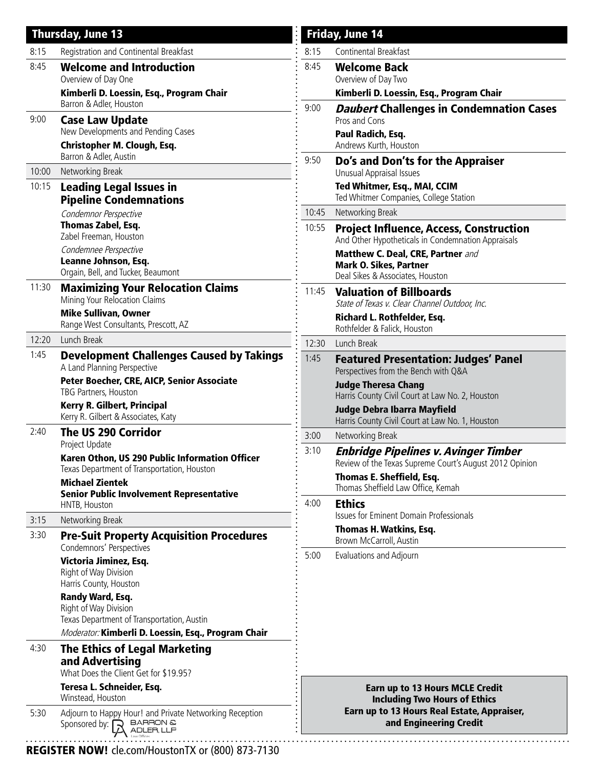## Thursday, June 13

8:15 Registration and Continental Breakfast

8:45 **Welcome and Introduction**
Overview of Day One
**Kimberli D. Loessin, Esq., Program Chair**
Barron & Adler, Houston

9:00 **Case Law Update**
New Developments and Pending Cases
**Christopher M. Clough, Esq.**
Barron & Adler, Austin

10:00 Networking Break

10:15 **Leading Legal Issues in Pipeline Condemnations**
*Condemnor Perspective*
**Thomas Zabel, Esq.**
Zabel Freeman, Houston
*Condemnee Perspective*
**Leanne Johnson, Esq.**
Orgain, Bell, and Tucker, Beaumont

11:30 **Maximizing Your Relocation Claims**
Mining Your Relocation Claims
**Mike Sullivan, Owner**
Range West Consultants, Prescott, AZ

12:20 Lunch Break

1:45 **Development Challenges Caused by Takings**
A Land Planning Perspective
**Peter Boecher, CRE, AICP, Senior Associate**
TBG Partners, Houston
**Kerry R. Gilbert, Principal**
Kerry R. Gilbert & Associates, Katy

2:40 **The US 290 Corridor**
Project Update
**Karen Othon, US 290 Public Information Officer**
Texas Department of Transportation, Houston
**Michael Zientek**
**Senior Public Involvement Representative**
HNTB, Houston

3:15 Networking Break

3:30 **Pre-Suit Property Acquisition Procedures**
Condemnors' Perspectives
**Victoria Jiminez, Esq.**
Right of Way Division
Harris County, Houston
**Randy Ward, Esq.**
Right of Way Division
Texas Department of Transportation, Austin
*Moderator:* **Kimberli D. Loessin, Esq., Program Chair**

4:30 **The Ethics of Legal Marketing and Advertising**
What Does the Client Get for $19.95?
**Teresa L. Schneider, Esq.**
Winstead, Houston

5:30 Adjourn to Happy Hour! and Private Networking Reception
Sponsored by: Barron & Adler, LLP

## Friday, June 14

8:15 Continental Breakfast

8:45 **Welcome Back**
Overview of Day Two
**Kimberli D. Loessin, Esq., Program Chair**

9:00 ***Daubert* Challenges in Condemnation Cases**
Pros and Cons
**Paul Radich, Esq.**
Andrews Kurth, Houston

9:50 **Do's and Don'ts for the Appraiser**
Unusual Appraisal Issues
**Ted Whitmer, Esq., MAI, CCIM**
Ted Whitmer Companies, College Station

10:45 Networking Break

10:55 **Project Influence, Access, Construction**
And Other Hypotheticals in Condemnation Appraisals
**Matthew C. Deal, CRE, Partner** *and*
**Mark O. Sikes, Partner**
Deal Sikes & Associates, Houston

11:45 **Valuation of Billboards**
*State of Texas v. Clear Channel Outdoor, Inc.*
**Richard L. Rothfelder, Esq.**
Rothfelder & Falick, Houston

12:30 Lunch Break

1:45 **Featured Presentation: Judges' Panel**
Perspectives from the Bench with Q&A
**Judge Theresa Chang**
Harris County Civil Court at Law No. 2, Houston
**Judge Debra Ibarra Mayfield**
Harris County Civil Court at Law No. 1, Houston

3:00 Networking Break

3:10 ***Enbridge Pipelines v. Avinger Timber***
Review of the Texas Supreme Court's August 2012 Opinion
**Thomas E. Sheffield, Esq.**
Thomas Sheffield Law Office, Kemah

4:00 **Ethics**
Issues for Eminent Domain Professionals
**Thomas H. Watkins, Esq.**
Brown McCarroll, Austin

5:00 Evaluations and Adjourn

**Earn up to 13 Hours MCLE Credit Including Two Hours of Ethics**
**Earn up to 13 Hours Real Estate, Appraiser, and Engineering Credit**

**REGISTER NOW!** cle.com/HoustonTX or (800) 873-7130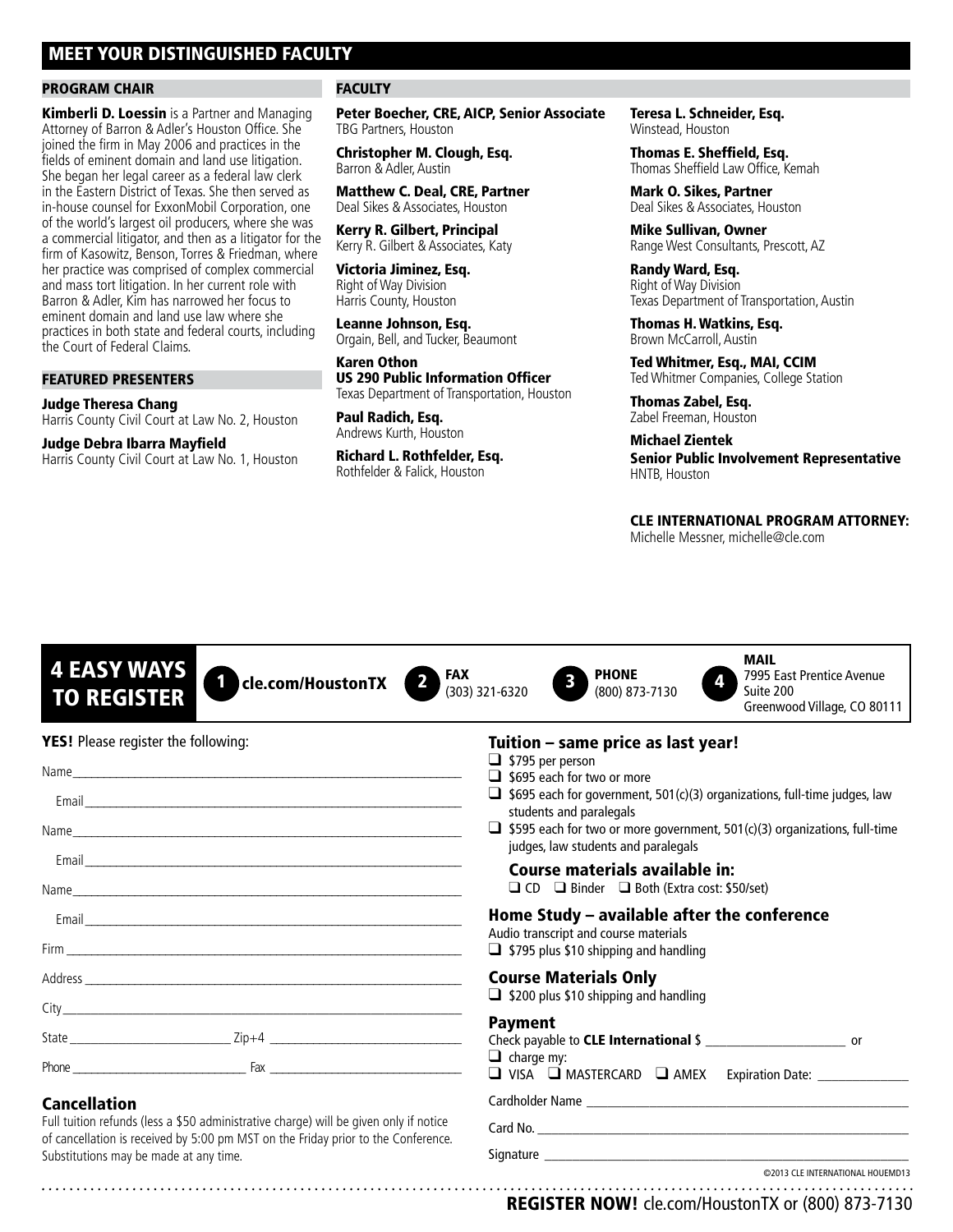## MEET YOUR DISTINGUISHED FACULTY

### PROGRAM CHAIR

**Kimberli D. Loessin** is a Partner and Managing Attorney of Barron & Adler's Houston Office. She joined the firm in May 2006 and practices in the fields of eminent domain and land use litigation. She began her legal career as a federal law clerk in the Eastern District of Texas. She then served as in-house counsel for ExxonMobil Corporation, one of the world's largest oil producers, where she was a commercial litigator, and then as a litigator for the firm of Kasowitz, Benson, Torres & Friedman, where her practice was comprised of complex commercial and mass tort litigation. In her current role with Barron & Adler, Kim has narrowed her focus to eminent domain and land use law where she practices in both state and federal courts, including the Court of Federal Claims.

### FEATURED PRESENTERS

**Judge Theresa Chang**
Harris County Civil Court at Law No. 2, Houston

**Judge Debra Ibarra Mayfield**
Harris County Civil Court at Law No. 1, Houston

### FACULTY

**Peter Boecher, CRE, AICP, Senior Associate**
TBG Partners, Houston

**Christopher M. Clough, Esq.**
Barron & Adler, Austin

**Matthew C. Deal, CRE, Partner**
Deal Sikes & Associates, Houston

**Kerry R. Gilbert, Principal**
Kerry R. Gilbert & Associates, Katy

**Victoria Jiminez, Esq.**
Right of Way Division
Harris County, Houston

**Leanne Johnson, Esq.**
Orgain, Bell, and Tucker, Beaumont

**Karen Othon**
**US 290 Public Information Officer**
Texas Department of Transportation, Houston

**Paul Radich, Esq.**
Andrews Kurth, Houston

**Richard L. Rothfelder, Esq.**
Rothfelder & Falick, Houston

**Teresa L. Schneider, Esq.**
Winstead, Houston

**Thomas E. Sheffield, Esq.**
Thomas Sheffield Law Office, Kemah

**Mark O. Sikes, Partner**
Deal Sikes & Associates, Houston

**Mike Sullivan, Owner**
Range West Consultants, Prescott, AZ

**Randy Ward, Esq.**
Right of Way Division
Texas Department of Transportation, Austin

**Thomas H. Watkins, Esq.**
Brown McCarroll, Austin

**Ted Whitmer, Esq., MAI, CCIM**
Ted Whitmer Companies, College Station

**Thomas Zabel, Esq.**
Zabel Freeman, Houston

**Michael Zientek**
**Senior Public Involvement Representative**
HNTB, Houston

**CLE INTERNATIONAL PROGRAM ATTORNEY:**
Michelle Messner, michelle@cle.com

## 4 EASY WAYS TO REGISTER

1. cle.com/HoustonTX
2. **FAX** (303) 321-6320
3. **PHONE** (800) 873-7130
4. **MAIL** 7995 East Prentice Avenue Suite 200 Greenwood Village, CO 80111

**YES!** Please register the following:

Name____________________
Email____________________
Name____________________
Email____________________
Name____________________
Email____________________
Firm____________________
Address____________________
City____________________
State____________ Zip+4____________
Phone____________ Fax____________

### Cancellation

Full tuition refunds (less a $50 administrative charge) will be given only if notice of cancellation is received by 5:00 pm MST on the Friday prior to the Conference. Substitutions may be made at any time.

### Tuition – same price as last year!

- ❑ $795 per person
- ❑ $695 each for two or more
- ❑ $695 each for government, 501(c)(3) organizations, full-time judges, law students and paralegals
- ❑ $595 each for two or more government, 501(c)(3) organizations, full-time judges, law students and paralegals

**Course materials available in:**
❑ CD ❑ Binder ❑ Both (Extra cost: $50/set)

### Home Study – available after the conference

Audio transcript and course materials
❑ $795 plus $10 shipping and handling

### Course Materials Only

❑ $200 plus $10 shipping and handling

### Payment

Check payable to **CLE International** $ ____________ or
❑ charge my:
❑ VISA ❑ MASTERCARD ❑ AMEX Expiration Date: ____________

Cardholder Name ____________________
Card No. ____________________
Signature ____________________

©2013 CLE INTERNATIONAL HOUEMD13

**REGISTER NOW!** cle.com/HoustonTX or (800) 873-7130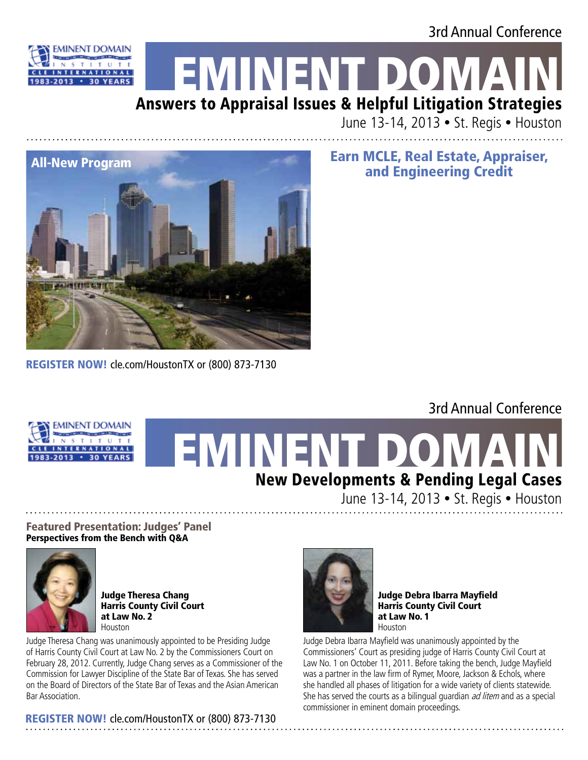3rd Annual Conference

EMINENT DOMAIN INSTITUTE
CLE INTERNATIONAL
1983-2013 • 30 YEARS

# EMINENT DOMAIN

## Answers to Appraisal Issues & Helpful Litigation Strategies

June 13-14, 2013 • St. Regis • Houston

**All-New Program**

**Earn MCLE, Real Estate, Appraiser, and Engineering Credit**

**REGISTER NOW!** cle.com/HoustonTX or (800) 873-7130

---

3rd Annual Conference

EMINENT DOMAIN INSTITUTE
CLE INTERNATIONAL
1983-2013 • 30 YEARS

# EMINENT DOMAIN

## New Developments & Pending Legal Cases

June 13-14, 2013 • St. Regis • Houston

### Featured Presentation: Judges' Panel

**Perspectives from the Bench with Q&A**

**Judge Theresa Chang**
**Harris County Civil Court at Law No. 2**
Houston

Judge Theresa Chang was unanimously appointed to be Presiding Judge of Harris County Civil Court at Law No. 2 by the Commissioners Court on February 28, 2012. Currently, Judge Chang serves as a Commissioner of the Commission for Lawyer Discipline of the State Bar of Texas. She has served on the Board of Directors of the State Bar of Texas and the Asian American Bar Association.

**Judge Debra Ibarra Mayfield**
**Harris County Civil Court at Law No. 1**
Houston

Judge Debra Ibarra Mayfield was unanimously appointed by the Commissioners' Court as presiding judge of Harris County Civil Court at Law No. 1 on October 11, 2011. Before taking the bench, Judge Mayfield was a partner in the law firm of Rymer, Moore, Jackson & Echols, where she handled all phases of litigation for a wide variety of clients statewide. She has served the courts as a bilingual guardian *ad litem* and as a special commissioner in eminent domain proceedings.

**REGISTER NOW!** cle.com/HoustonTX or (800) 873-7130